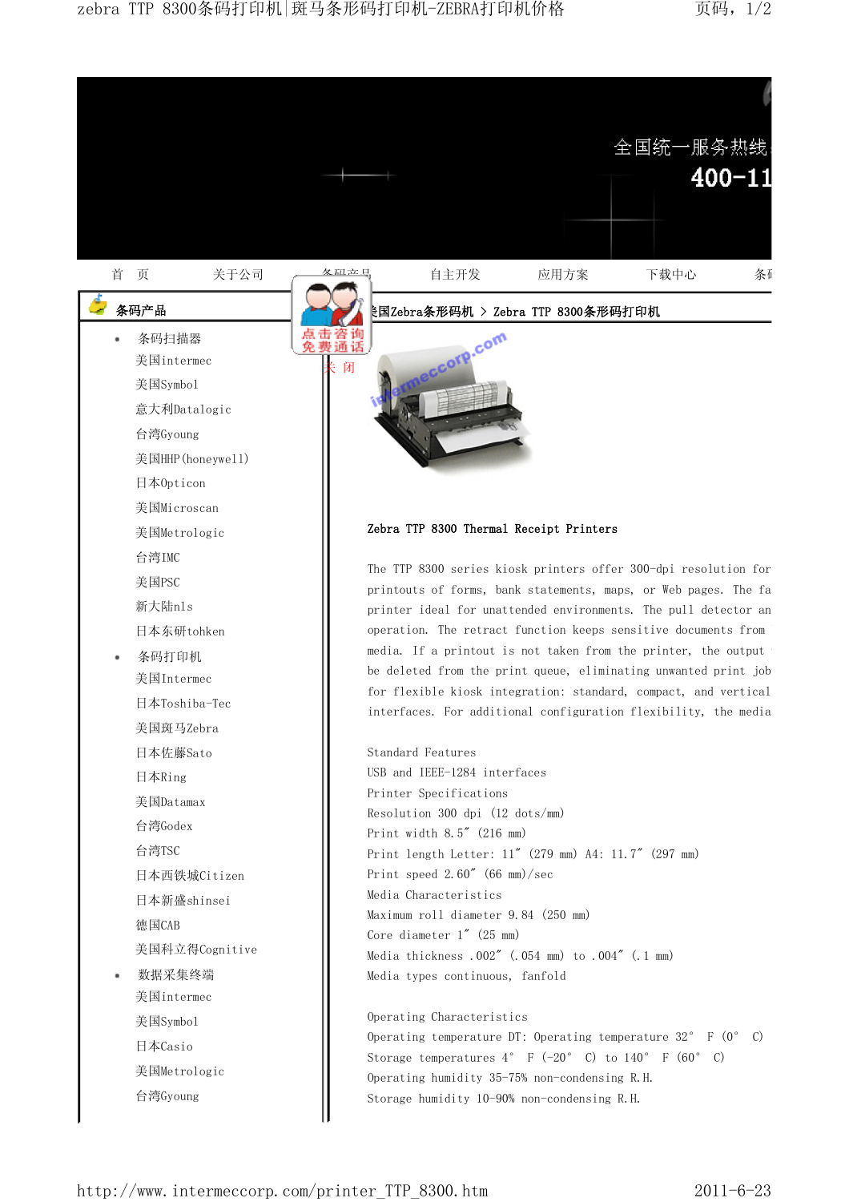全国统一服务热线

400-11

首 页 关于公司 条码产品 自主开发 应用方案 下载中心 条码

点击咨询 免费通话

关 闭

**条码产品**

- 条码扫描器
  - 美国intermec
  - 美国Symbol
  - 意大利Datalogic
  - 台湾Gyoung
  - 美国HHP(honeywell)
  - 日本Opticon
  - 美国Microscan
  - 美国Metrologic
  - 台湾IMC
  - 美国PSC
  - 新大陆nls
  - 日本东研tohken
- 条码打印机
  - 美国Intermec
  - 日本Toshiba-Tec
  - 美国斑马Zebra
  - 日本佐藤Sato
  - 日本Ring
  - 美国Datamax
  - 台湾Godex
  - 台湾TSC
  - 日本西铁城Citizen
  - 日本新盛shinsei
  - 德国CAB
  - 美国科立得Cognitive
- 数据采集终端
  - 美国intermec
  - 美国Symbol
  - 日本Casio
  - 美国Metrologic
  - 台湾Gyoung

美国Zebra条形码机 > Zebra TTP 8300条形码打印机

**Zebra TTP 8300 Thermal Receipt Printers**

The TTP 8300 series kiosk printers offer 300-dpi resolution for printouts of forms, bank statements, maps, or Web pages. The fa printer ideal for unattended environments. The pull detector an operation. The retract function keeps sensitive documents from media. If a printout is not taken from the printer, the output be deleted from the print queue, eliminating unwanted print job for flexible kiosk integration: standard, compact, and vertical interfaces. For additional configuration flexibility, the media

Standard Features
USB and IEEE-1284 interfaces
Printer Specifications
Resolution 300 dpi (12 dots/mm)
Print width 8.5″ (216 mm)
Print length Letter: 11″ (279 mm) A4: 11.7″ (297 mm)
Print speed 2.60″ (66 mm)/sec
Media Characteristics
Maximum roll diameter 9.84 (250 mm)
Core diameter 1″ (25 mm)
Media thickness .002″ (.054 mm) to .004″ (.1 mm)
Media types continuous, fanfold

Operating Characteristics
Operating temperature DT: Operating temperature 32° F (0° C)
Storage temperatures 4° F (-20° C) to 140° F (60° C)
Operating humidity 35-75% non-condensing R.H.
Storage humidity 10-90% non-condensing R.H.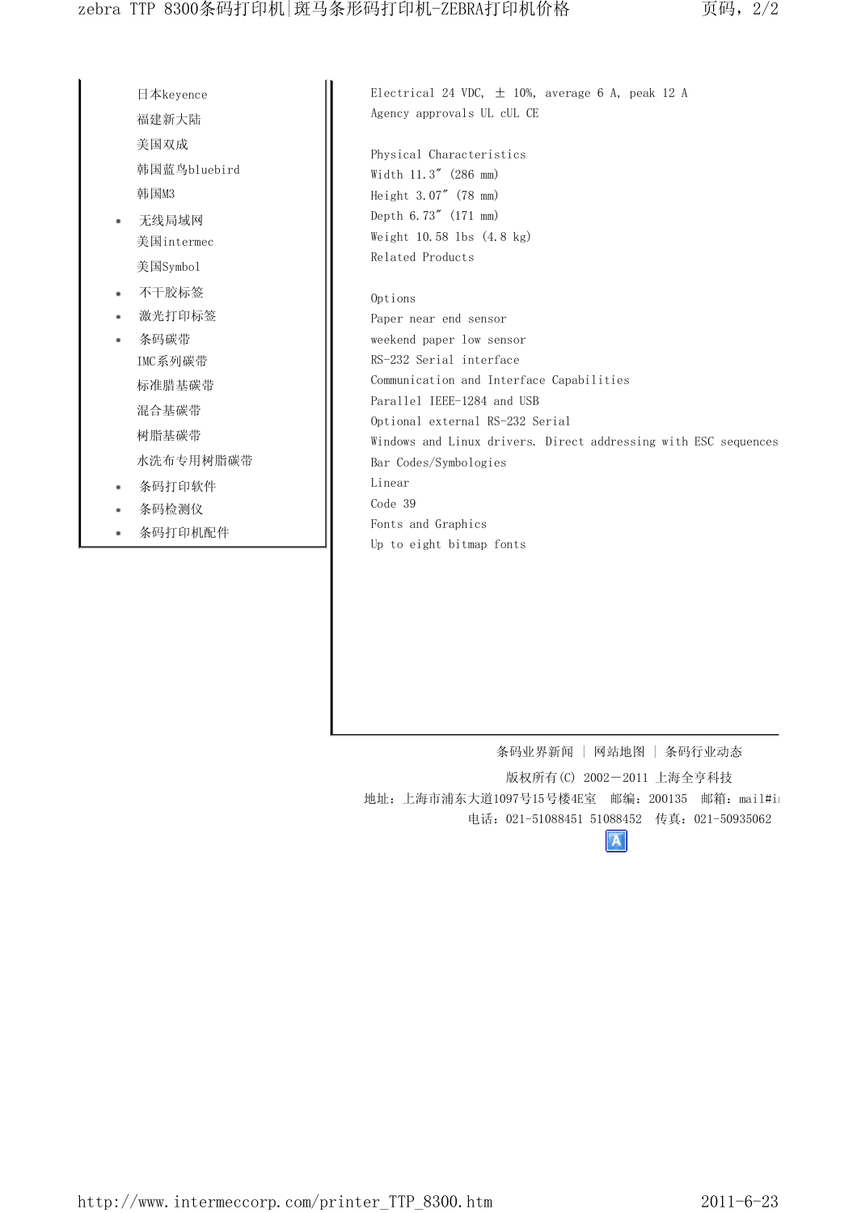- 日本keyence
- 福建新大陆
- 美国双成
- 韩国蓝鸟bluebird
- 韩国M3
- 无线局域网
  - 美国intermec
  - 美国Symbol
- 不干胶标签
- 激光打印标签
- 条码碳带
  - IMC系列碳带
  - 标准腊基碳带
  - 混合基碳带
  - 树脂基碳带
  - 水洗布专用树脂碳带
- 条码打印软件
- 条码检测仪
- 条码打印机配件

Electrical 24 VDC, ± 10%, average 6 A, peak 12 A

Agency approvals UL cUL CE

Physical Characteristics

Width 11.3" (286 mm)

Height 3.07" (78 mm)

Depth 6.73" (171 mm)

Weight 10.58 lbs (4.8 kg)

Related Products

Options

Paper near end sensor

weekend paper low sensor

RS-232 Serial interface

Communication and Interface Capabilities

Parallel IEEE-1284 and USB

Optional external RS-232 Serial

Windows and Linux drivers. Direct addressing with ESC sequences

Bar Codes/Symbologies

Linear

Code 39

Fonts and Graphics

Up to eight bitmap fonts

条码业界新闻 | 网站地图 | 条码行业动态

版权所有(C) 2002－2011 上海全亨科技

地址：上海市浦东大道1097号15号楼4E室　邮编：200135　邮箱：mail#i

电话：021-51088451 51088452　传真：021-50935062